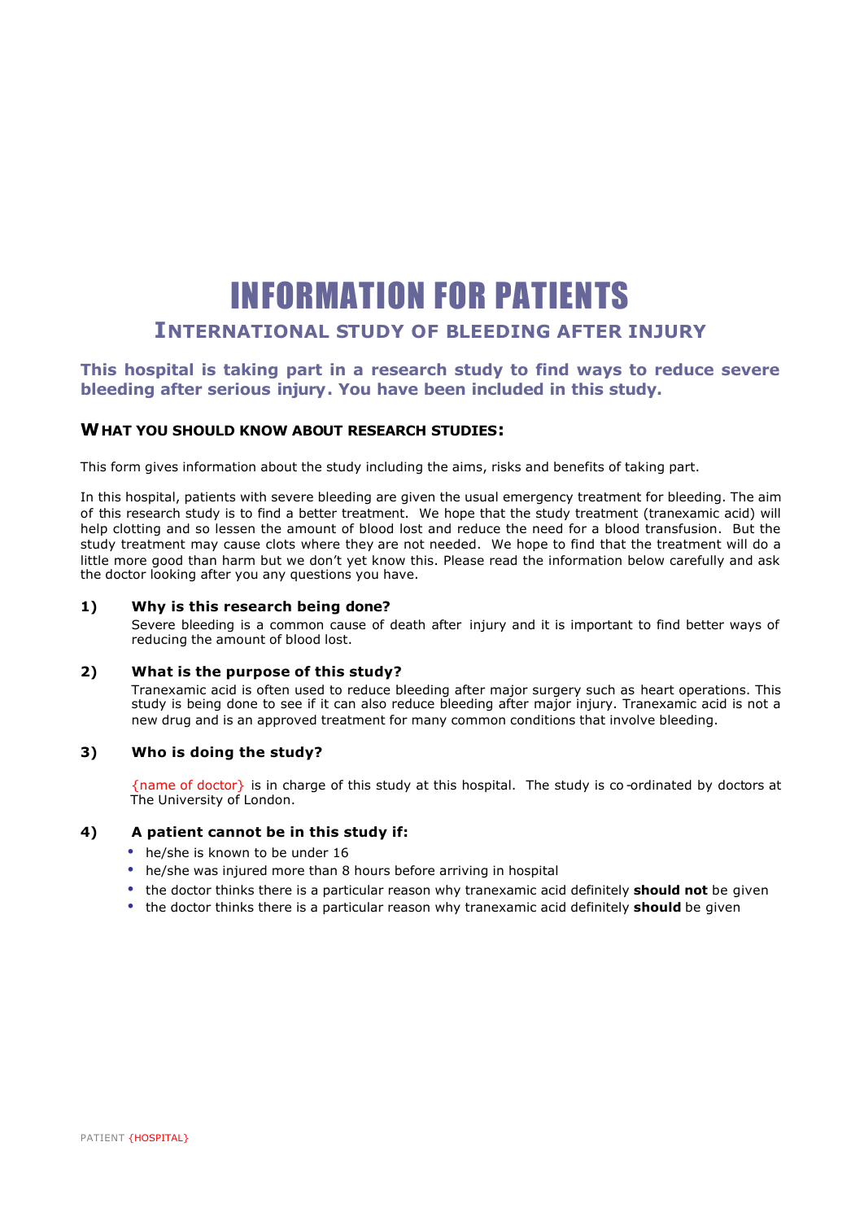# INFORMATION FOR PATIENTS

## INTERNATIONAL STUDY OF BLEEDING AFTER INJURY

**This hospital is taking part in a research study to find ways to reduce severe bleeding after serious injury. You have been included in this study.**

### WHAT YOU SHOULD KNOW ABOUT RESEARCH STUDIES:

This form gives information about the study including the aims, risks and benefits of taking part.

In this hospital, patients with severe bleeding are given the usual emergency treatment for bleeding. The aim of this research study is to find a better treatment. We hope that the study treatment (tranexamic acid) will help clotting and so lessen the amount of blood lost and reduce the need for a blood transfusion. But the study treatment may cause clots where they are not needed. We hope to find that the treatment will do a little more good than harm but we don't yet know this. Please read the information below carefully and ask the doctor looking after you any questions you have.

**1) Why is this research being done?**

Severe bleeding is a common cause of death after injury and it is important to find better ways of reducing the amount of blood lost.

**2) What is the purpose of this study?**

Tranexamic acid is often used to reduce bleeding after major surgery such as heart operations. This study is being done to see if it can also reduce bleeding after major injury. Tranexamic acid is not a new drug and is an approved treatment for many common conditions that involve bleeding.

**3) Who is doing the study?**

{name of doctor} is in charge of this study at this hospital. The study is co-ordinated by doctors at The University of London.

**4) A patient cannot be in this study if:**

- he/she is known to be under 16
- he/she was injured more than 8 hours before arriving in hospital
- the doctor thinks there is a particular reason why tranexamic acid definitely **should not** be given
- the doctor thinks there is a particular reason why tranexamic acid definitely **should** be given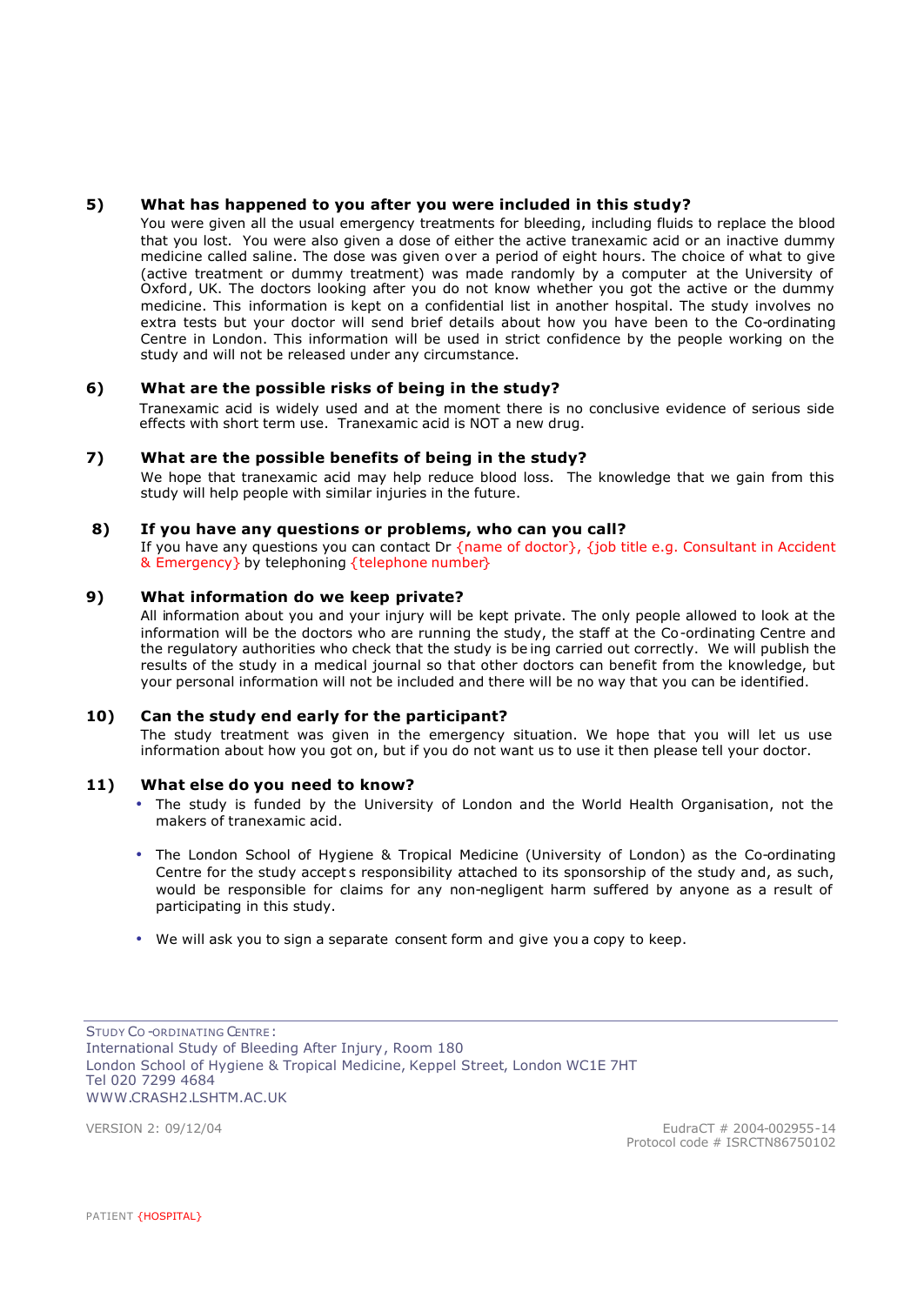## 5) What has happened to you after you were included in this study?

You were given all the usual emergency treatments for bleeding, including fluids to replace the blood that you lost. You were also given a dose of either the active tranexamic acid or an inactive dummy medicine called saline. The dose was given over a period of eight hours. The choice of what to give (active treatment or dummy treatment) was made randomly by a computer at the University of Oxford, UK. The doctors looking after you do not know whether you got the active or the dummy medicine. This information is kept on a confidential list in another hospital. The study involves no extra tests but your doctor will send brief details about how you have been to the Co-ordinating Centre in London. This information will be used in strict confidence by the people working on the study and will not be released under any circumstance.

## 6) What are the possible risks of being in the study?

Tranexamic acid is widely used and at the moment there is no conclusive evidence of serious side effects with short term use. Tranexamic acid is NOT a new drug.

## 7) What are the possible benefits of being in the study?

We hope that tranexamic acid may help reduce blood loss. The knowledge that we gain from this study will help people with similar injuries in the future.

## 8) If you have any questions or problems, who can you call?

If you have any questions you can contact Dr {name of doctor}, {job title e.g. Consultant in Accident & Emergency} by telephoning {telephone number}

## 9) What information do we keep private?

All information about you and your injury will be kept private. The only people allowed to look at the information will be the doctors who are running the study, the staff at the Co-ordinating Centre and the regulatory authorities who check that the study is being carried out correctly. We will publish the results of the study in a medical journal so that other doctors can benefit from the knowledge, but your personal information will not be included and there will be no way that you can be identified.

## 10) Can the study end early for the participant?

The study treatment was given in the emergency situation. We hope that you will let us use information about how you got on, but if you do not want us to use it then please tell your doctor.

## 11) What else do you need to know?

- The study is funded by the University of London and the World Health Organisation, not the makers of tranexamic acid.
- The London School of Hygiene & Tropical Medicine (University of London) as the Co-ordinating Centre for the study accepts responsibility attached to its sponsorship of the study and, as such, would be responsible for claims for any non-negligent harm suffered by anyone as a result of participating in this study.
- We will ask you to sign a separate consent form and give you a copy to keep.

---

STUDY CO-ORDINATING CENTRE:
International Study of Bleeding After Injury, Room 180
London School of Hygiene & Tropical Medicine, Keppel Street, London WC1E 7HT
Tel 020 7299 4684
WWW.CRASH2.LSHTM.AC.UK

VERSION 2: 09/12/04

EudraCT # 2004-002955-14
Protocol code # ISRCTN86750102

PATIENT {HOSPITAL}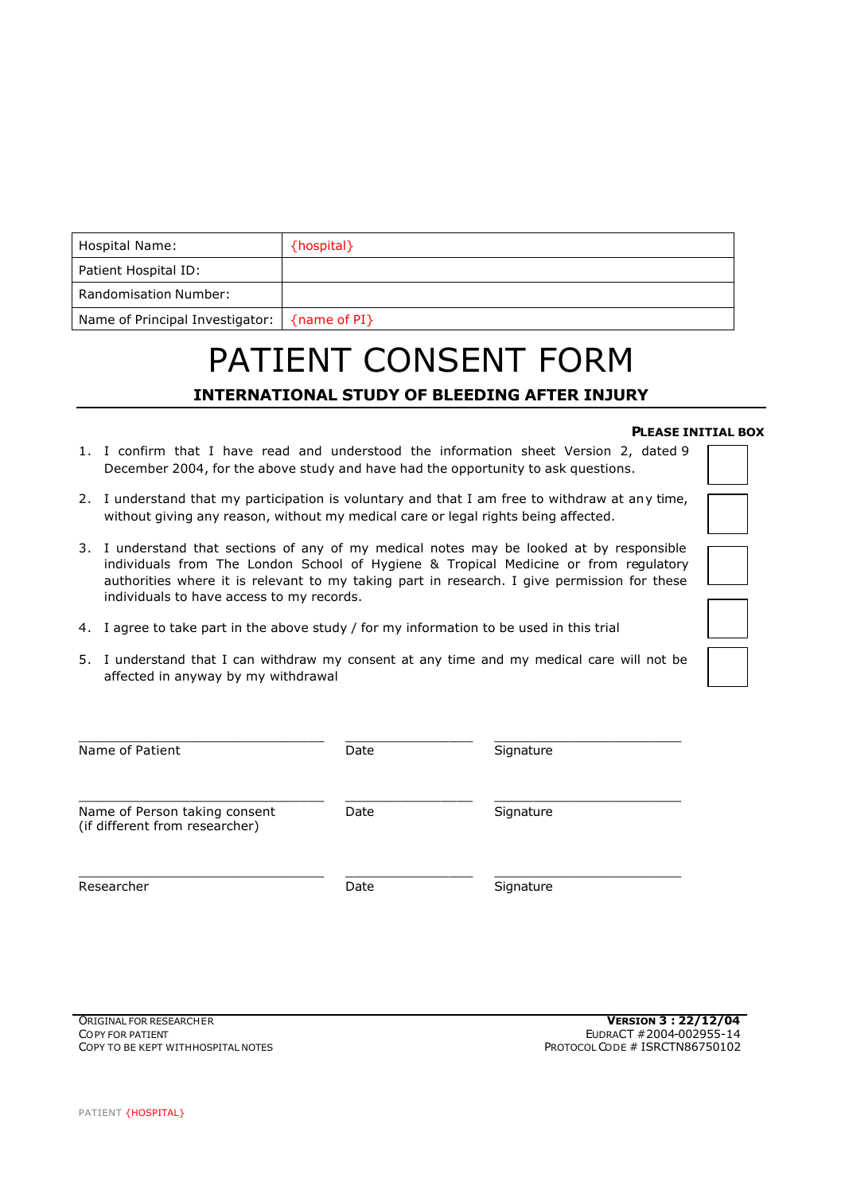| | |
|---|---|
| Hospital Name: | {hospital} |
| Patient Hospital ID: | |
| Randomisation Number: | |
| Name of Principal Investigator: | {name of PI} |

# PATIENT CONSENT FORM

## INTERNATIONAL STUDY OF BLEEDING AFTER INJURY

**PLEASE INITIAL BOX**

1. I confirm that I have read and understood the information sheet Version 2, dated 9 December 2004, for the above study and have had the opportunity to ask questions. ☐
2. I understand that my participation is voluntary and that I am free to withdraw at any time, without giving any reason, without my medical care or legal rights being affected. ☐
3. I understand that sections of any of my medical notes may be looked at by responsible individuals from The London School of Hygiene & Tropical Medicine or from regulatory authorities where it is relevant to my taking part in research. I give permission for these individuals to have access to my records. ☐
4. I agree to take part in the above study / for my information to be used in this trial ☐
5. I understand that I can withdraw my consent at any time and my medical care will not be affected in anyway by my withdrawal ☐

| | | |
|---|---|---|
| ______________________________ | ______________ | ______________________ |
| Name of Patient | Date | Signature |
| ______________________________ | ______________ | ______________________ |
| Name of Person taking consent (if different from researcher) | Date | Signature |
| ______________________________ | ______________ | ______________________ |
| Researcher | Date | Signature |

ORIGINAL FOR RESEARCHER
COPY FOR PATIENT
COPY TO BE KEPT WITH HOSPITAL NOTES

**VERSION 3 : 22/12/04**
EUDRACT #2004-002955-14
PROTOCOL CODE # ISRCTN86750102

PATIENT {HOSPITAL}